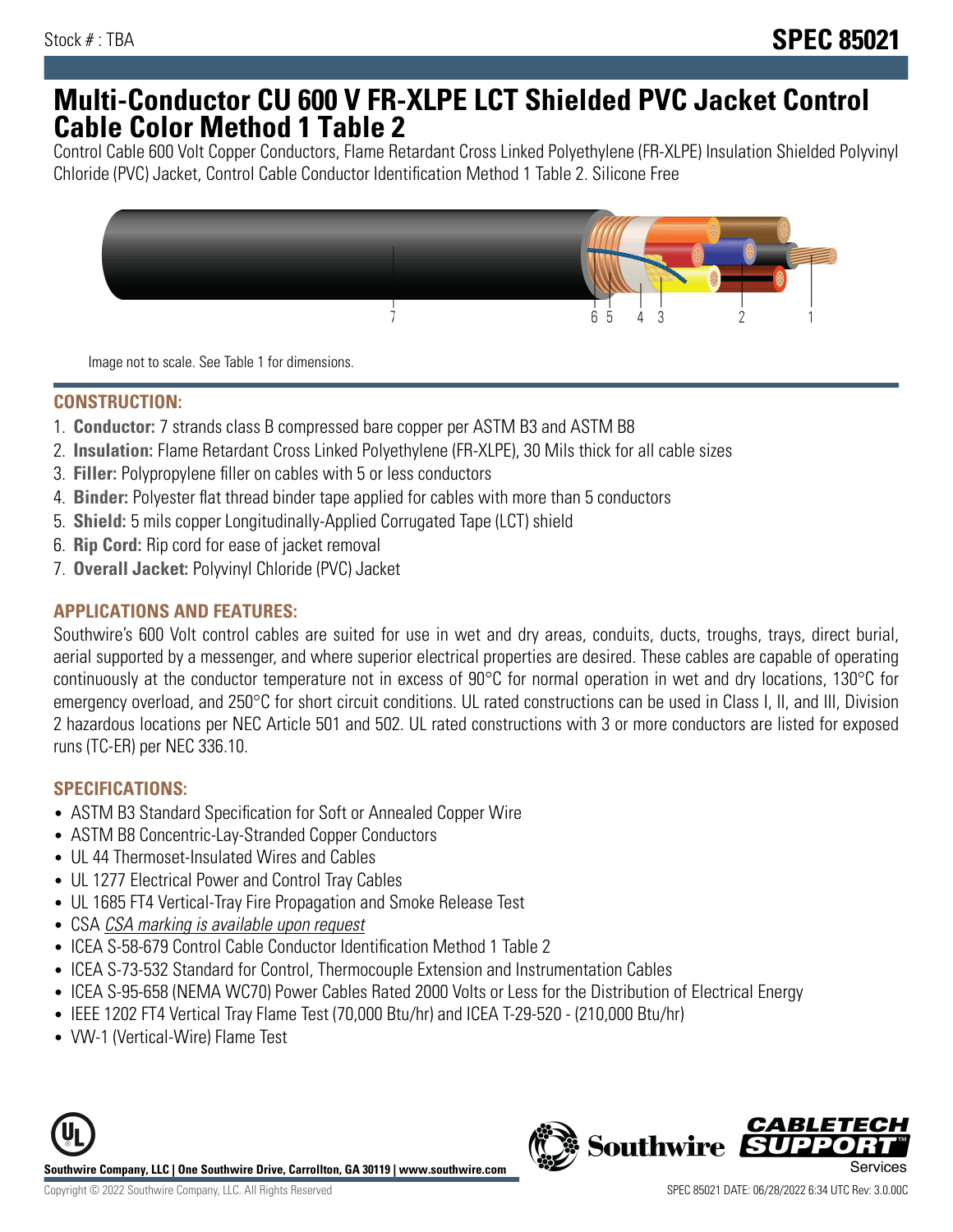Stock # : TBA

# SPEC 85021

# Multi-Conductor CU 600 V FR-XLPE LCT Shielded PVC Jacket Control Cable Color Method 1 Table 2

Control Cable 600 Volt Copper Conductors, Flame Retardant Cross Linked Polyethylene (FR-XLPE) Insulation Shielded Polyvinyl Chloride (PVC) Jacket, Control Cable Conductor Identification Method 1 Table 2. Silicone Free

Image not to scale. See Table 1 for dimensions.

## CONSTRUCTION:

1. **Conductor:** 7 strands class B compressed bare copper per ASTM B3 and ASTM B8
2. **Insulation:** Flame Retardant Cross Linked Polyethylene (FR-XLPE), 30 Mils thick for all cable sizes
3. **Filler:** Polypropylene filler on cables with 5 or less conductors
4. **Binder:** Polyester flat thread binder tape applied for cables with more than 5 conductors
5. **Shield:** 5 mils copper Longitudinally-Applied Corrugated Tape (LCT) shield
6. **Rip Cord:** Rip cord for ease of jacket removal
7. **Overall Jacket:** Polyvinyl Chloride (PVC) Jacket

## APPLICATIONS AND FEATURES:

Southwire's 600 Volt control cables are suited for use in wet and dry areas, conduits, ducts, troughs, trays, direct burial, aerial supported by a messenger, and where superior electrical properties are desired. These cables are capable of operating continuously at the conductor temperature not in excess of 90°C for normal operation in wet and dry locations, 130°C for emergency overload, and 250°C for short circuit conditions. UL rated constructions can be used in Class I, II, and III, Division 2 hazardous locations per NEC Article 501 and 502. UL rated constructions with 3 or more conductors are listed for exposed runs (TC-ER) per NEC 336.10.

## SPECIFICATIONS:

- ASTM B3 Standard Specification for Soft or Annealed Copper Wire
- ASTM B8 Concentric-Lay-Stranded Copper Conductors
- UL 44 Thermoset-Insulated Wires and Cables
- UL 1277 Electrical Power and Control Tray Cables
- UL 1685 FT4 Vertical-Tray Fire Propagation and Smoke Release Test
- CSA *CSA marking is available upon request*
- ICEA S-58-679 Control Cable Conductor Identification Method 1 Table 2
- ICEA S-73-532 Standard for Control, Thermocouple Extension and Instrumentation Cables
- ICEA S-95-658 (NEMA WC70) Power Cables Rated 2000 Volts or Less for the Distribution of Electrical Energy
- IEEE 1202 FT4 Vertical Tray Flame Test (70,000 Btu/hr) and ICEA T-29-520 - (210,000 Btu/hr)
- VW-1 (Vertical-Wire) Flame Test

**Southwire Company, LLC | One Southwire Drive, Carrollton, GA 30119 | www.southwire.com**

Copyright © 2022 Southwire Company, LLC. All Rights Reserved

SPEC 85021 DATE: 06/28/2022 6:34 UTC Rev: 3.0.00C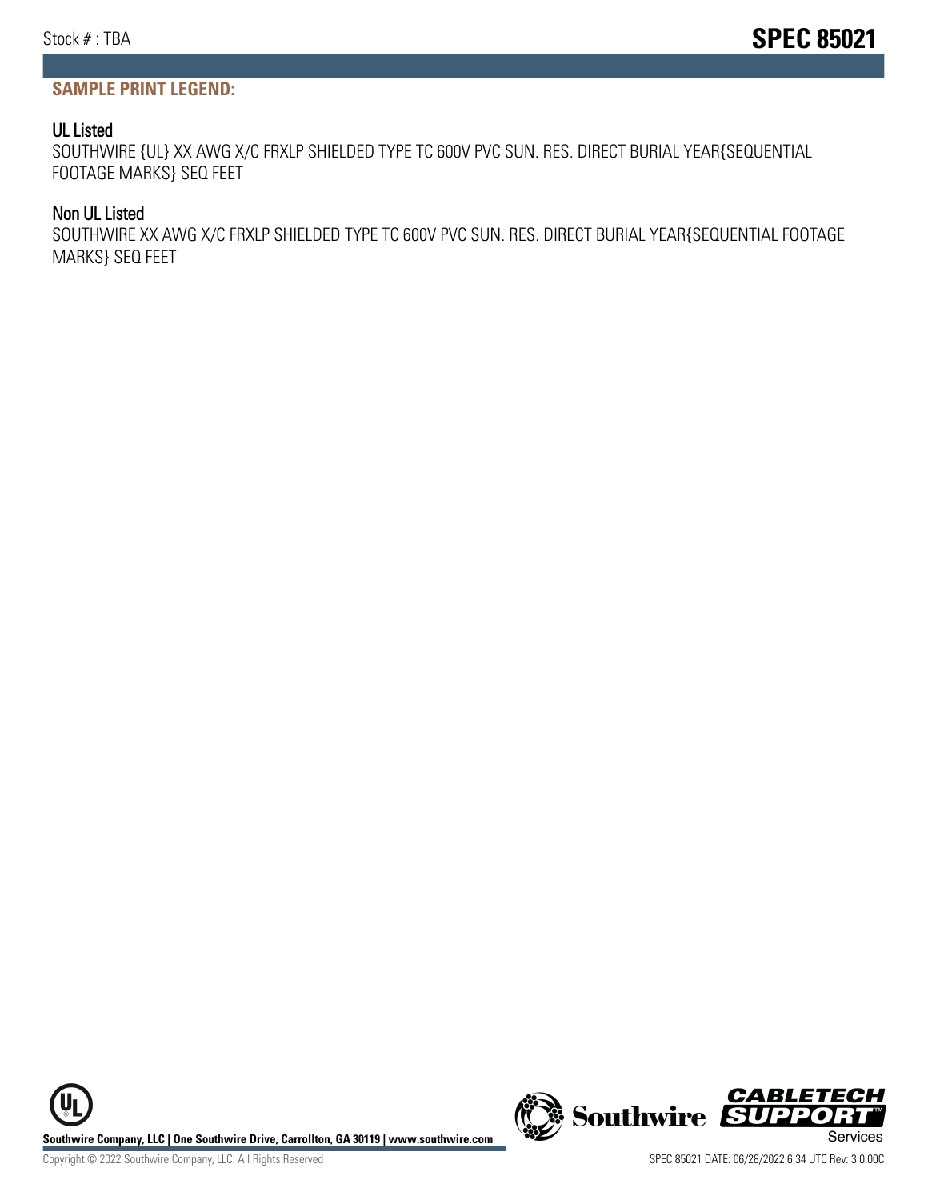## SAMPLE PRINT LEGEND:

### UL Listed

SOUTHWIRE {UL} XX AWG X/C FRXLP SHIELDED TYPE TC 600V PVC SUN. RES. DIRECT BURIAL YEAR{SEQUENTIAL FOOTAGE MARKS} SEQ FEET

### Non UL Listed

SOUTHWIRE XX AWG X/C FRXLP SHIELDED TYPE TC 600V PVC SUN. RES. DIRECT BURIAL YEAR{SEQUENTIAL FOOTAGE MARKS} SEQ FEET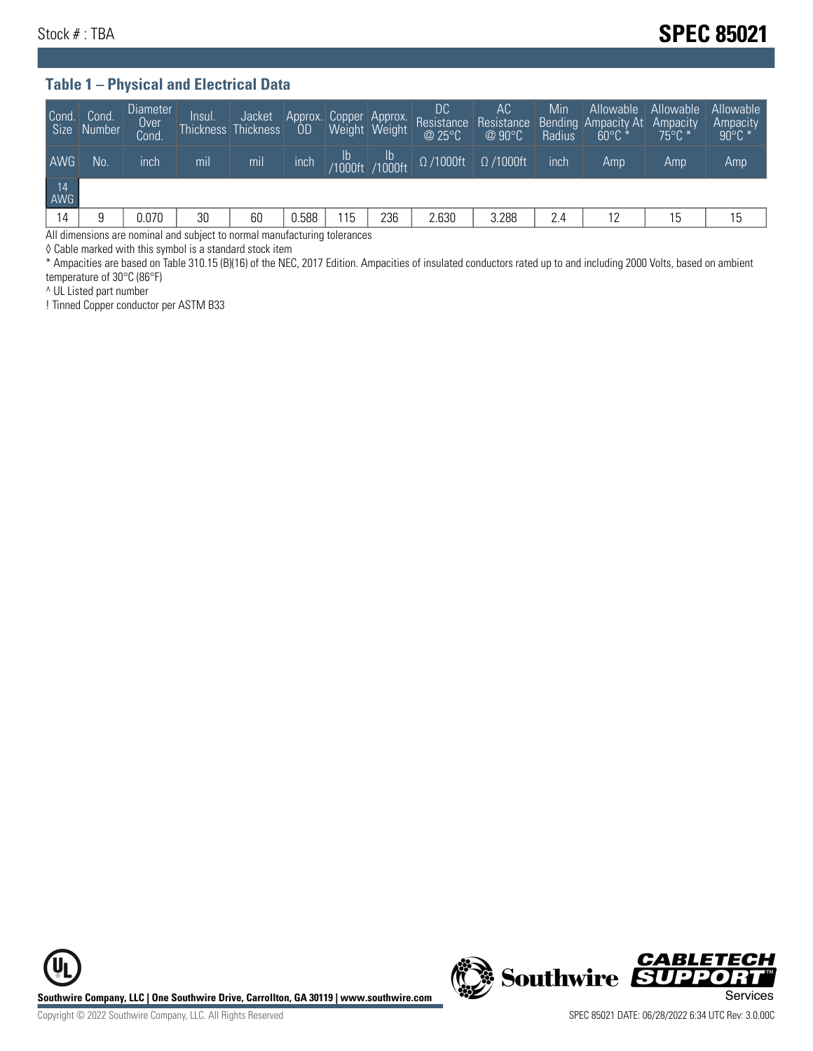### Table 1 – Physical and Electrical Data

| Cond. Size | Cond. Number | Diameter Over Cond. | Insul. Thickness | Jacket Thickness | Approx. OD | Copper Weight | Approx. Weight | DC Resistance @ 25°C | AC Resistance @ 90°C | Min Bending Radius | Allowable Ampacity At 60°C * | Allowable Ampacity 75°C * | Allowable Ampacity 90°C * |
|---|---|---|---|---|---|---|---|---|---|---|---|---|---|
| AWG | No. | inch | mil | mil | inch | lb /1000ft | lb /1000ft | Ω /1000ft | Ω /1000ft | inch | Amp | Amp | Amp |
| 14 AWG | | | | | | | | | | | | | |
| 14 | 9 | 0.070 | 30 | 60 | 0.588 | 115 | 236 | 2.630 | 3.288 | 2.4 | 12 | 15 | 15 |

All dimensions are nominal and subject to normal manufacturing tolerances

◊ Cable marked with this symbol is a standard stock item

* Ampacities are based on Table 310.15 (B)(16) of the NEC, 2017 Edition. Ampacities of insulated conductors rated up to and including 2000 Volts, based on ambient temperature of 30°C (86°F)

^ UL Listed part number

! Tinned Copper conductor per ASTM B33